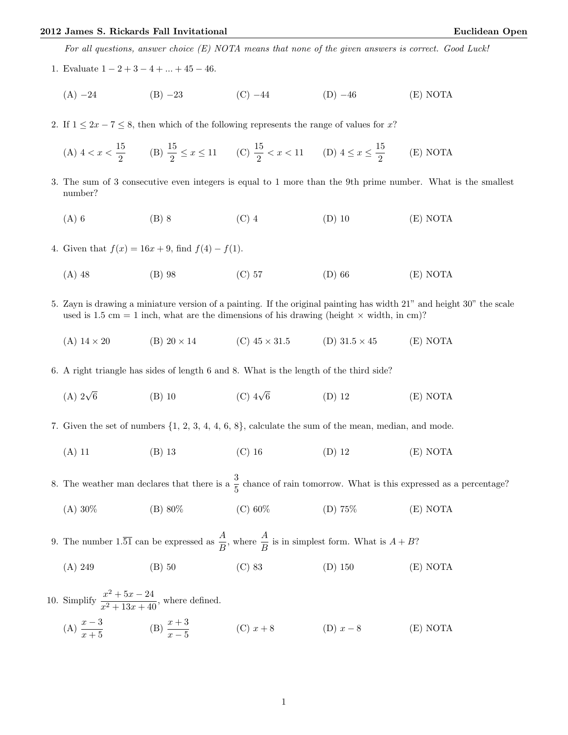# 2012 James S. Rickards Fall Invitational — Euclidean Open

*For all questions, answer choice (E) NOTA means that none of the given answers is correct. Good Luck!*

1. Evaluate $1 - 2 + 3 - 4 + ... + 45 - 46$.

   (A) $-24$ (B) $-23$ (C) $-44$ (D) $-46$ (E) NOTA

2. If $1 \leq 2x - 7 \leq 8$, then which of the following represents the range of values for $x$?

   (A) $4 < x < \frac{15}{2}$ (B) $\frac{15}{2} \leq x \leq 11$ (C) $\frac{15}{2} < x < 11$ (D) $4 \leq x \leq \frac{15}{2}$ (E) NOTA

3. The sum of 3 consecutive even integers is equal to 1 more than the 9th prime number. What is the smallest number?

   (A) 6 (B) 8 (C) 4 (D) 10 (E) NOTA

4. Given that $f(x) = 16x + 9$, find $f(4) - f(1)$.

   (A) 48 (B) 98 (C) 57 (D) 66 (E) NOTA

5. Zayn is drawing a miniature version of a painting. If the original painting has width 21" and height 30" the scale used is 1.5 cm = 1 inch, what are the dimensions of his drawing (height $\times$ width, in cm)?

   (A) $14 \times 20$ (B) $20 \times 14$ (C) $45 \times 31.5$ (D) $31.5 \times 45$ (E) NOTA

6. A right triangle has sides of length 6 and 8. What is the length of the third side?

   (A) $2\sqrt{6}$ (B) 10 (C) $4\sqrt{6}$ (D) 12 (E) NOTA

7. Given the set of numbers $\{1, 2, 3, 4, 4, 6, 8\}$, calculate the sum of the mean, median, and mode.

   (A) 11 (B) 13 (C) 16 (D) 12 (E) NOTA

8. The weather man declares that there is a $\frac{3}{5}$ chance of rain tomorrow. What is this expressed as a percentage?

   (A) 30% (B) 80% (C) 60% (D) 75% (E) NOTA

9. The number $1.\overline{51}$ can be expressed as $\frac{A}{B}$, where $\frac{A}{B}$ is in simplest form. What is $A + B$?

   (A) 249 (B) 50 (C) 83 (D) 150 (E) NOTA

10. Simplify $\frac{x^2 + 5x - 24}{x^2 + 13x + 40}$, where defined.

    (A) $\frac{x-3}{x+5}$ (B) $\frac{x+3}{x-5}$ (C) $x + 8$ (D) $x - 8$ (E) NOTA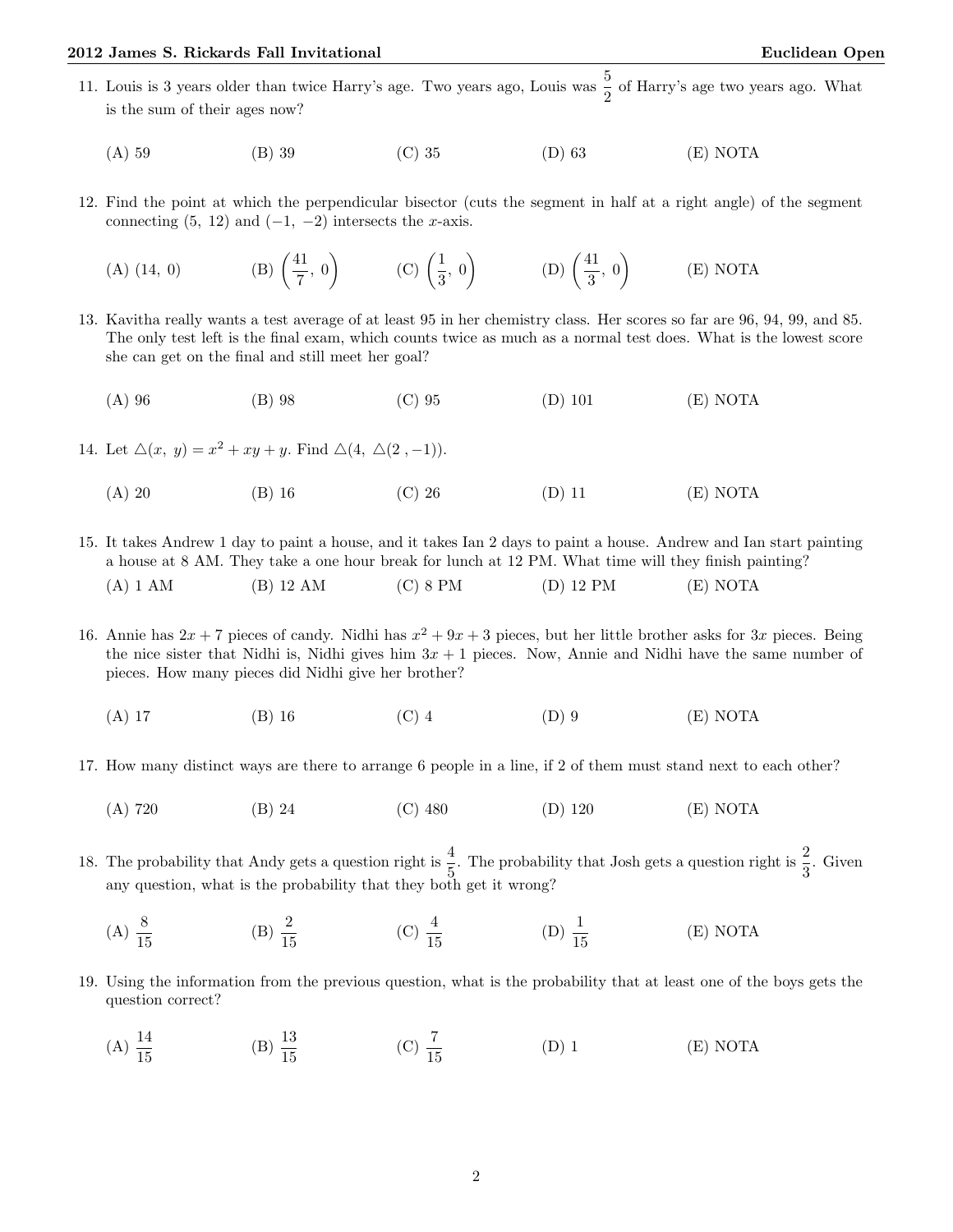11. Louis is 3 years older than twice Harry's age. Two years ago, Louis was $\frac{5}{2}$ of Harry's age two years ago. What is the sum of their ages now?

    (A) 59 (B) 39 (C) 35 (D) 63 (E) NOTA

12. Find the point at which the perpendicular bisector (cuts the segment in half at a right angle) of the segment connecting $(5,\ 12)$ and $(-1,\ -2)$ intersects the $x$-axis.

    (A) $(14,\ 0)$ (B) $\left(\frac{41}{7},\ 0\right)$ (C) $\left(\frac{1}{3},\ 0\right)$ (D) $\left(\frac{41}{3},\ 0\right)$ (E) NOTA

13. Kavitha really wants a test average of at least 95 in her chemistry class. Her scores so far are 96, 94, 99, and 85. The only test left is the final exam, which counts twice as much as a normal test does. What is the lowest score she can get on the final and still meet her goal?

    (A) 96 (B) 98 (C) 95 (D) 101 (E) NOTA

14. Let $\triangle(x,\ y) = x^2 + xy + y$. Find $\triangle(4,\ \triangle(2\ ,-1))$.

    (A) 20 (B) 16 (C) 26 (D) 11 (E) NOTA

15. It takes Andrew 1 day to paint a house, and it takes Ian 2 days to paint a house. Andrew and Ian start painting a house at 8 AM. They take a one hour break for lunch at 12 PM. What time will they finish painting?

    (A) 1 AM (B) 12 AM (C) 8 PM (D) 12 PM (E) NOTA

16. Annie has $2x + 7$ pieces of candy. Nidhi has $x^2 + 9x + 3$ pieces, but her little brother asks for $3x$ pieces. Being the nice sister that Nidhi is, Nidhi gives him $3x + 1$ pieces. Now, Annie and Nidhi have the same number of pieces. How many pieces did Nidhi give her brother?

    (A) 17 (B) 16 (C) 4 (D) 9 (E) NOTA

17. How many distinct ways are there to arrange 6 people in a line, if 2 of them must stand next to each other?

    (A) 720 (B) 24 (C) 480 (D) 120 (E) NOTA

18. The probability that Andy gets a question right is $\frac{4}{5}$. The probability that Josh gets a question right is $\frac{2}{3}$. Given any question, what is the probability that they both get it wrong?

    (A) $\frac{8}{15}$ (B) $\frac{2}{15}$ (C) $\frac{4}{15}$ (D) $\frac{1}{15}$ (E) NOTA

19. Using the information from the previous question, what is the probability that at least one of the boys gets the question correct?

    (A) $\frac{14}{15}$ (B) $\frac{13}{15}$ (C) $\frac{7}{15}$ (D) 1 (E) NOTA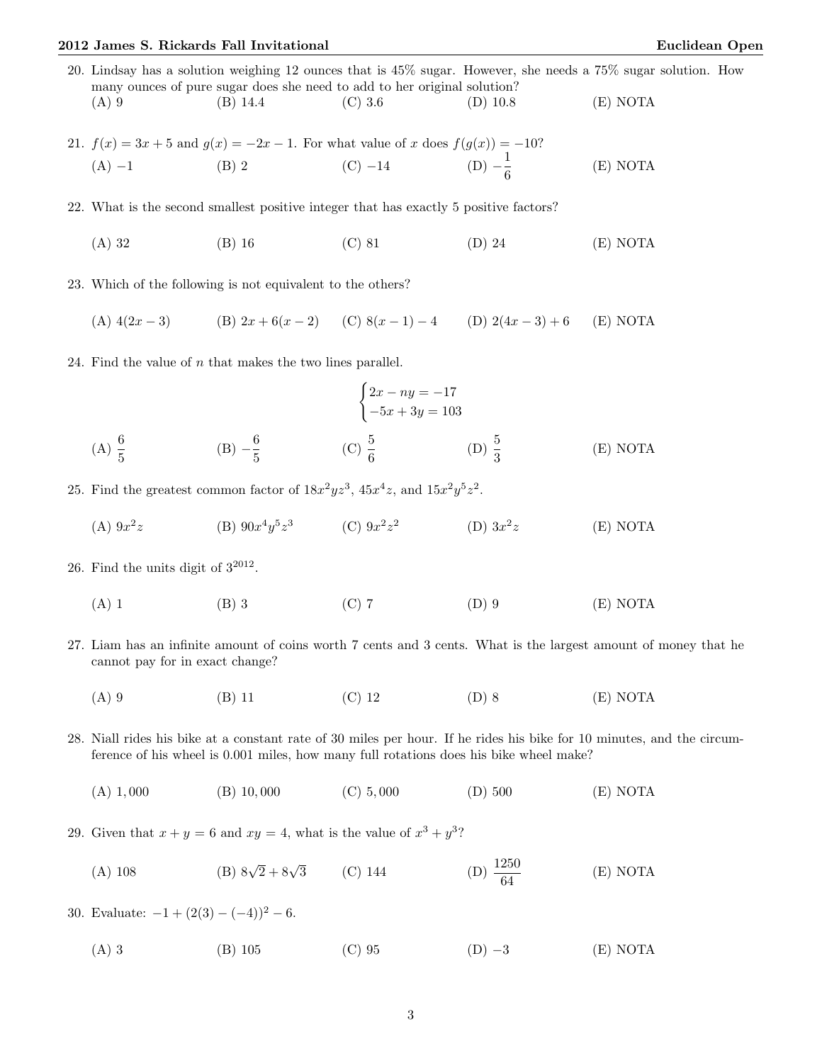20. Lindsay has a solution weighing 12 ounces that is 45% sugar. However, she needs a 75% sugar solution. How many ounces of pure sugar does she need to add to her original solution?

(A) 9 (B) 14.4 (C) 3.6 (D) 10.8 (E) NOTA

21. $f(x) = 3x + 5$ and $g(x) = -2x - 1$. For what value of $x$ does $f(g(x)) = -10$?

(A) $-1$ (B) $2$ (C) $-14$ (D) $-\dfrac{1}{6}$ (E) NOTA

22. What is the second smallest positive integer that has exactly 5 positive factors?

(A) 32 (B) 16 (C) 81 (D) 24 (E) NOTA

23. Which of the following is not equivalent to the others?

(A) $4(2x - 3)$ (B) $2x + 6(x - 2)$ (C) $8(x - 1) - 4$ (D) $2(4x - 3) + 6$ (E) NOTA

24. Find the value of $n$ that makes the two lines parallel.

$$\begin{cases} 2x - ny = -17 \\ -5x + 3y = 103 \end{cases}$$

(A) $\dfrac{6}{5}$ (B) $-\dfrac{6}{5}$ (C) $\dfrac{5}{6}$ (D) $\dfrac{5}{3}$ (E) NOTA

25. Find the greatest common factor of $18x^2yz^3$, $45x^4z$, and $15x^2y^5z^2$.

(A) $9x^2z$ (B) $90x^4y^5z^3$ (C) $9x^2z^2$ (D) $3x^2z$ (E) NOTA

26. Find the units digit of $3^{2012}$.

(A) 1 (B) 3 (C) 7 (D) 9 (E) NOTA

27. Liam has an infinite amount of coins worth 7 cents and 3 cents. What is the largest amount of money that he cannot pay for in exact change?

(A) 9 (B) 11 (C) 12 (D) 8 (E) NOTA

28. Niall rides his bike at a constant rate of 30 miles per hour. If he rides his bike for 10 minutes, and the circumference of his wheel is 0.001 miles, how many full rotations does his bike wheel make?

(A) 1,000 (B) 10,000 (C) 5,000 (D) 500 (E) NOTA

29. Given that $x + y = 6$ and $xy = 4$, what is the value of $x^3 + y^3$?

(A) 108 (B) $8\sqrt{2} + 8\sqrt{3}$ (C) 144 (D) $\dfrac{1250}{64}$ (E) NOTA

30. Evaluate: $-1 + (2(3) - (-4))^2 - 6$.

(A) 3 (B) 105 (C) 95 (D) $-3$ (E) NOTA